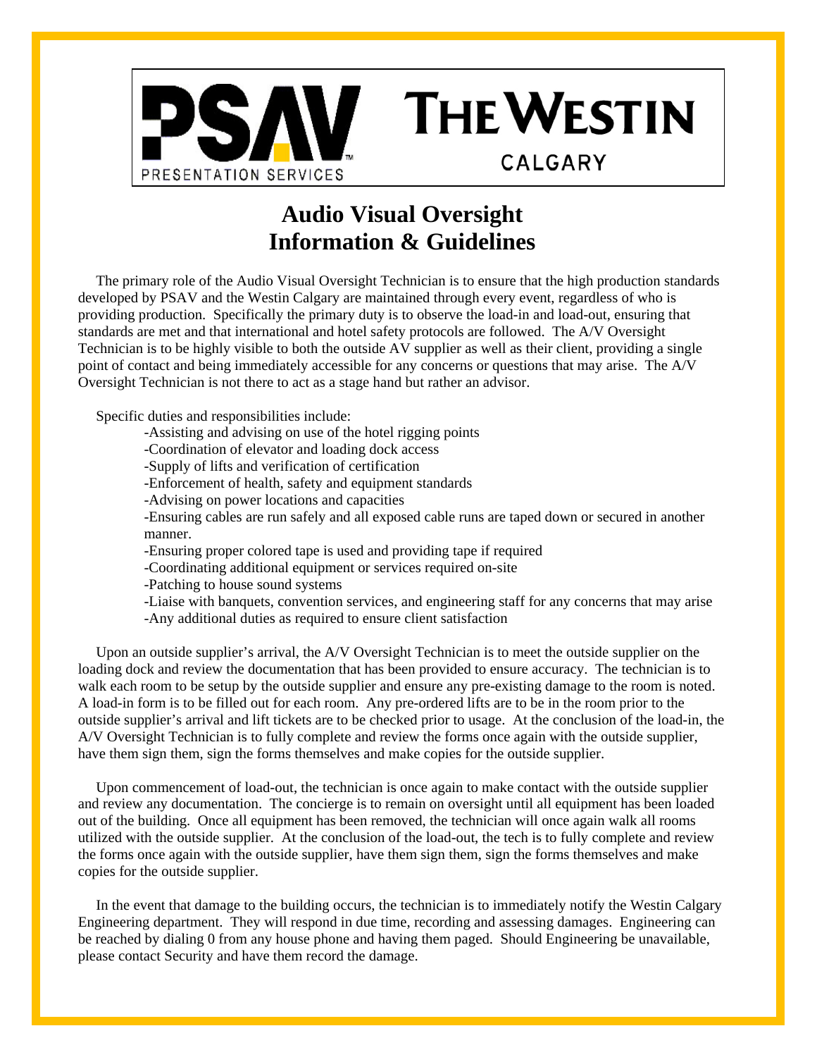PSAV PRESENTATION SERVICES

THE WESTIN CALGARY

# Audio Visual Oversight Information & Guidelines

The primary role of the Audio Visual Oversight Technician is to ensure that the high production standards developed by PSAV and the Westin Calgary are maintained through every event, regardless of who is providing production. Specifically the primary duty is to observe the load-in and load-out, ensuring that standards are met and that international and hotel safety protocols are followed. The A/V Oversight Technician is to be highly visible to both the outside AV supplier as well as their client, providing a single point of contact and being immediately accessible for any concerns or questions that may arise. The A/V Oversight Technician is not there to act as a stage hand but rather an advisor.

Specific duties and responsibilities include:

- Assisting and advising on use of the hotel rigging points
- Coordination of elevator and loading dock access
- Supply of lifts and verification of certification
- Enforcement of health, safety and equipment standards
- Advising on power locations and capacities
- Ensuring cables are run safely and all exposed cable runs are taped down or secured in another manner.
- Ensuring proper colored tape is used and providing tape if required
- Coordinating additional equipment or services required on-site
- Patching to house sound systems
- Liaise with banquets, convention services, and engineering staff for any concerns that may arise
- Any additional duties as required to ensure client satisfaction

Upon an outside supplier's arrival, the A/V Oversight Technician is to meet the outside supplier on the loading dock and review the documentation that has been provided to ensure accuracy. The technician is to walk each room to be setup by the outside supplier and ensure any pre-existing damage to the room is noted. A load-in form is to be filled out for each room. Any pre-ordered lifts are to be in the room prior to the outside supplier's arrival and lift tickets are to be checked prior to usage. At the conclusion of the load-in, the A/V Oversight Technician is to fully complete and review the forms once again with the outside supplier, have them sign them, sign the forms themselves and make copies for the outside supplier.

Upon commencement of load-out, the technician is once again to make contact with the outside supplier and review any documentation. The concierge is to remain on oversight until all equipment has been loaded out of the building. Once all equipment has been removed, the technician will once again walk all rooms utilized with the outside supplier. At the conclusion of the load-out, the tech is to fully complete and review the forms once again with the outside supplier, have them sign them, sign the forms themselves and make copies for the outside supplier.

In the event that damage to the building occurs, the technician is to immediately notify the Westin Calgary Engineering department. They will respond in due time, recording and assessing damages. Engineering can be reached by dialing 0 from any house phone and having them paged. Should Engineering be unavailable, please contact Security and have them record the damage.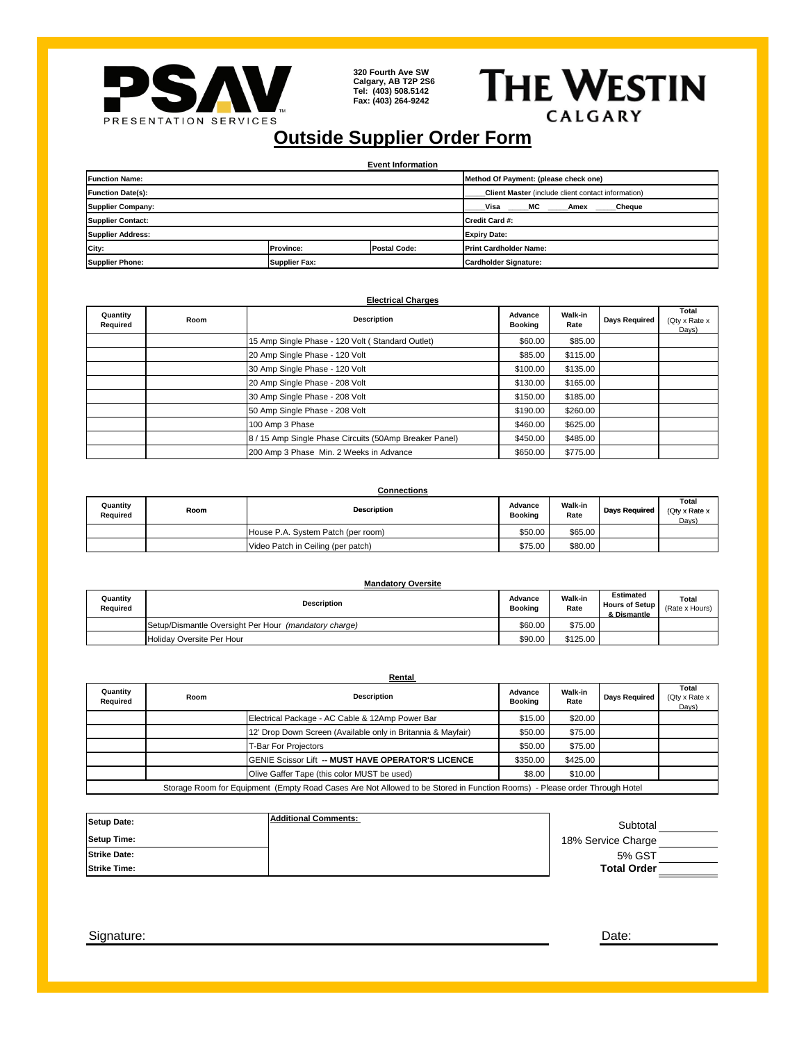PSAV PRESENTATION SERVICES

320 Fourth Ave SW
Calgary, AB T2P 2S6
Tel: (403) 508.5142
Fax: (403) 264-9242

THE WESTIN CALGARY

# Outside Supplier Order Form

## Event Information

| | | | |
|---|---|---|---|
| **Function Name:** | | | **Method Of Payment: (please check one)** |
| **Function Date(s):** | | | ____**Client Master** (include client contact information) |
| **Supplier Company:** | | | ____**Visa** ____**MC** ____**Amex** ____**Cheque** |
| **Supplier Contact:** | | | **Credit Card #:** |
| **Supplier Address:** | | | **Expiry Date:** |
| **City:** | **Province:** | **Postal Code:** | **Print Cardholder Name:** |
| **Supplier Phone:** | **Supplier Fax:** | | **Cardholder Signature:** |

## Electrical Charges

| Quantity Required | Room | Description | Advance Booking | Walk-in Rate | Days Required | Total (Qty x Rate x Days) |
|---|---|---|---|---|---|---|
| | | 15 Amp Single Phase - 120 Volt ( Standard Outlet) | $60.00 | $85.00 | | |
| | | 20 Amp Single Phase - 120 Volt | $85.00 | $115.00 | | |
| | | 30 Amp Single Phase - 120 Volt | $100.00 | $135.00 | | |
| | | 20 Amp Single Phase - 208 Volt | $130.00 | $165.00 | | |
| | | 30 Amp Single Phase - 208 Volt | $150.00 | $185.00 | | |
| | | 50 Amp Single Phase - 208 Volt | $190.00 | $260.00 | | |
| | | 100 Amp 3 Phase | $460.00 | $625.00 | | |
| | | 8 / 15 Amp Single Phase Circuits (50Amp Breaker Panel) | $450.00 | $485.00 | | |
| | | 200 Amp 3 Phase Min. 2 Weeks in Advance | $650.00 | $775.00 | | |

## Connections

| Quantity Required | Room | Description | Advance Booking | Walk-in Rate | Days Required | Total (Qty x Rate x Days) |
|---|---|---|---|---|---|---|
| | | House P.A. System Patch (per room) | $50.00 | $65.00 | | |
| | | Video Patch in Ceiling (per patch) | $75.00 | $80.00 | | |

## Mandatory Oversite

| Quantity Required | Description | Advance Booking | Walk-in Rate | Estimated Hours of Setup & Dismantle | Total (Rate x Hours) |
|---|---|---|---|---|---|
| | Setup/Dismantle Oversight Per Hour *(mandatory charge)* | $60.00 | $75.00 | | |
| | Holiday Oversite Per Hour | $90.00 | $125.00 | | |

## Rental

| Quantity Required | Room | Description | Advance Booking | Walk-in Rate | Days Required | Total (Qty x Rate x Days) |
|---|---|---|---|---|---|---|
| | | Electrical Package - AC Cable & 12Amp Power Bar | $15.00 | $20.00 | | |
| | | 12' Drop Down Screen (Available only in Britannia & Mayfair) | $50.00 | $75.00 | | |
| | | T-Bar For Projectors | $50.00 | $75.00 | | |
| | | GENIE Scissor Lift **-- MUST HAVE OPERATOR'S LICENCE** | $350.00 | $425.00 | | |
| | | Olive Gaffer Tape (this color MUST be used) | $8.00 | $10.00 | | |
| Storage Room for Equipment (Empty Road Cases Are Not Allowed to be Stored in Function Rooms) - Please order Through Hotel | | | | | | |

| | |
|---|---|
| **Setup Date:** | **Additional Comments:** |
| **Setup Time:** | |
| **Strike Date:** | |
| **Strike Time:** | |

Subtotal ________
18% Service Charge ________
5% GST ________
**Total Order** ________

Signature: ______________________________ Date: __________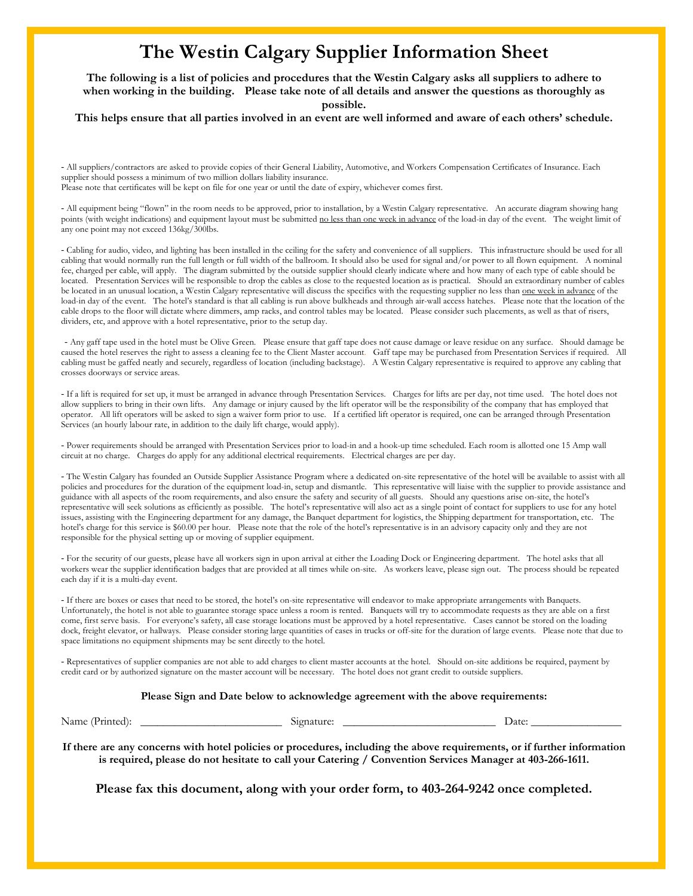# The Westin Calgary Supplier Information Sheet

**The following is a list of policies and procedures that the Westin Calgary asks all suppliers to adhere to when working in the building. Please take note of all details and answer the questions as thoroughly as possible.**

**This helps ensure that all parties involved in an event are well informed and aware of each others' schedule.**

- All suppliers/contractors are asked to provide copies of their General Liability, Automotive, and Workers Compensation Certificates of Insurance. Each supplier should possess a minimum of two million dollars liability insurance.
Please note that certificates will be kept on file for one year or until the date of expiry, whichever comes first.

- All equipment being "flown" in the room needs to be approved, prior to installation, by a Westin Calgary representative. An accurate diagram showing hang points (with weight indications) and equipment layout must be submitted no less than one week in advance of the load-in day of the event. The weight limit of any one point may not exceed 136kg/300lbs.

- Cabling for audio, video, and lighting has been installed in the ceiling for the safety and convenience of all suppliers. This infrastructure should be used for all cabling that would normally run the full length or full width of the ballroom. It should also be used for signal and/or power to all flown equipment. A nominal fee, charged per cable, will apply. The diagram submitted by the outside supplier should clearly indicate where and how many of each type of cable should be located. Presentation Services will be responsible to drop the cables as close to the requested location as is practical. Should an extraordinary number of cables be located in an unusual location, a Westin Calgary representative will discuss the specifics with the requesting supplier no less than one week in advance of the load-in day of the event. The hotel's standard is that all cabling is run above bulkheads and through air-wall access hatches. Please note that the location of the cable drops to the floor will dictate where dimmers, amp racks, and control tables may be located. Please consider such placements, as well as that of risers, dividers, etc, and approve with a hotel representative, prior to the setup day.

- Any gaff tape used in the hotel must be Olive Green. Please ensure that gaff tape does not cause damage or leave residue on any surface. Should damage be caused the hotel reserves the right to assess a cleaning fee to the Client Master account. Gaff tape may be purchased from Presentation Services if required. All cabling must be gaffed neatly and securely, regardless of location (including backstage). A Westin Calgary representative is required to approve any cabling that crosses doorways or service areas.

- If a lift is required for set up, it must be arranged in advance through Presentation Services. Charges for lifts are per day, not time used. The hotel does not allow suppliers to bring in their own lifts. Any damage or injury caused by the lift operator will be the responsibility of the company that has employed that operator. All lift operators will be asked to sign a waiver form prior to use. If a certified lift operator is required, one can be arranged through Presentation Services (an hourly labour rate, in addition to the daily lift charge, would apply).

- Power requirements should be arranged with Presentation Services prior to load-in and a hook-up time scheduled. Each room is allotted one 15 Amp wall circuit at no charge. Charges do apply for any additional electrical requirements. Electrical charges are per day.

- The Westin Calgary has founded an Outside Supplier Assistance Program where a dedicated on-site representative of the hotel will be available to assist with all policies and procedures for the duration of the equipment load-in, setup and dismantle. This representative will liaise with the supplier to provide assistance and guidance with all aspects of the room requirements, and also ensure the safety and security of all guests. Should any questions arise on-site, the hotel's representative will seek solutions as efficiently as possible. The hotel's representative will also act as a single point of contact for suppliers to use for any hotel issues, assisting with the Engineering department for any damage, the Banquet department for logistics, the Shipping department for transportation, etc. The hotel's charge for this service is $60.00 per hour. Please note that the role of the hotel's representative is in an advisory capacity only and they are not responsible for the physical setting up or moving of supplier equipment.

- For the security of our guests, please have all workers sign in upon arrival at either the Loading Dock or Engineering department. The hotel asks that all workers wear the supplier identification badges that are provided at all times while on-site. As workers leave, please sign out. The process should be repeated each day if it is a multi-day event.

- If there are boxes or cases that need to be stored, the hotel's on-site representative will endeavor to make appropriate arrangements with Banquets. Unfortunately, the hotel is not able to guarantee storage space unless a room is rented. Banquets will try to accommodate requests as they are able on a first come, first serve basis. For everyone's safety, all case storage locations must be approved by a hotel representative. Cases cannot be stored on the loading dock, freight elevator, or hallways. Please consider storing large quantities of cases in trucks or off-site for the duration of large events. Please note that due to space limitations no equipment shipments may be sent directly to the hotel.

- Representatives of supplier companies are not able to add charges to client master accounts at the hotel. Should on-site additions be required, payment by credit card or by authorized signature on the master account will be necessary. The hotel does not grant credit to outside suppliers.

**Please Sign and Date below to acknowledge agreement with the above requirements:**

Name (Printed): _________________________ Signature: ___________________________ Date: ________________

**If there are any concerns with hotel policies or procedures, including the above requirements, or if further information is required, please do not hesitate to call your Catering / Convention Services Manager at 403-266-1611.**

**Please fax this document, along with your order form, to 403-264-9242 once completed.**